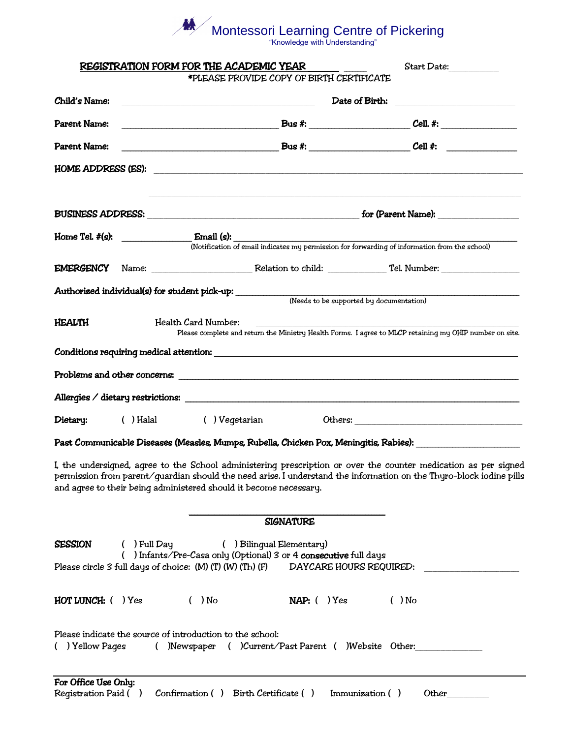# Montessori Learning Centre of Pickering

"Knowledge with Understanding"

**REGISTRATION FORM FOR THE ACADEMIC YEAR ______ ____** Start Date:__________

*PLEASE PROVIDE COPY OF BIRTH CERTIFICATE

**Child's Name:** ________________________________ **Date of Birth:** ____________________

**Parent Name:** ____________________________ **Bus #:** __________________ **Cell. #:** ______________

**Parent Name:** ____________________________ **Bus #:** __________________ **Cell #:** ______________

**HOME ADDRESS (ES):** ____________________________________________________________

____________________________________________________________

**BUSINESS ADDRESS:** ________________________________________ **for (Parent Name):** ______________

**Home Tel. #(s):** ____________ **Email (s):** ________________________________________________
(Notification of email indicates my permission for forwarding of information from the school)

**EMERGENCY** Name: __________________ Relation to child: ___________ Tel. Number: ______________

**Authorized individual(s) for student pick-up:** ____________________________________________
(Needs to be supported by documentation)

**HEALTH** Health Card Number: ____________________________________________
Please complete and return the Ministry Health Forms. I agree to MLCP retaining my OHIP number on site.

**Conditions requiring medical attention:** ____________________________________________

**Problems and other concerns:** ____________________________________________

**Allergies / dietary restrictions:** ____________________________________________

**Dietary:** ( ) Halal ( ) Vegetarian Others: ______________________________

**Past Communicable Diseases (Measles, Mumps, Rubella, Chicken Pox, Meningitis, Rabies):** ________________

I, the undersigned, agree to the School administering prescription or over the counter medication as per signed permission from parent/guardian should the need arise. I understand the information on the Thyro-block iodine pills and agree to their being administered should it become necessary.

____________________________________

**SIGNATURE**

**SESSION** ( ) Full Day ( ) Bilingual Elementary)
( ) Infants/Pre-Casa only (Optional) 3 or 4 **consecutive** full days
Please circle 3 full days of choice: (M) (T) (W) (Th) (F) DAYCARE HOURS REQUIRED: ________________

**HOT LUNCH:** ( ) Yes ( ) No **NAP:** ( ) Yes ( ) No

Please indicate the source of introduction to the school:
( ) Yellow Pages ( )Newspaper ( )Current/Past Parent ( )Website Other:____________

---

**For Office Use Only:**
Registration Paid ( ) Confirmation ( ) Birth Certificate ( ) Immunization ( ) Other________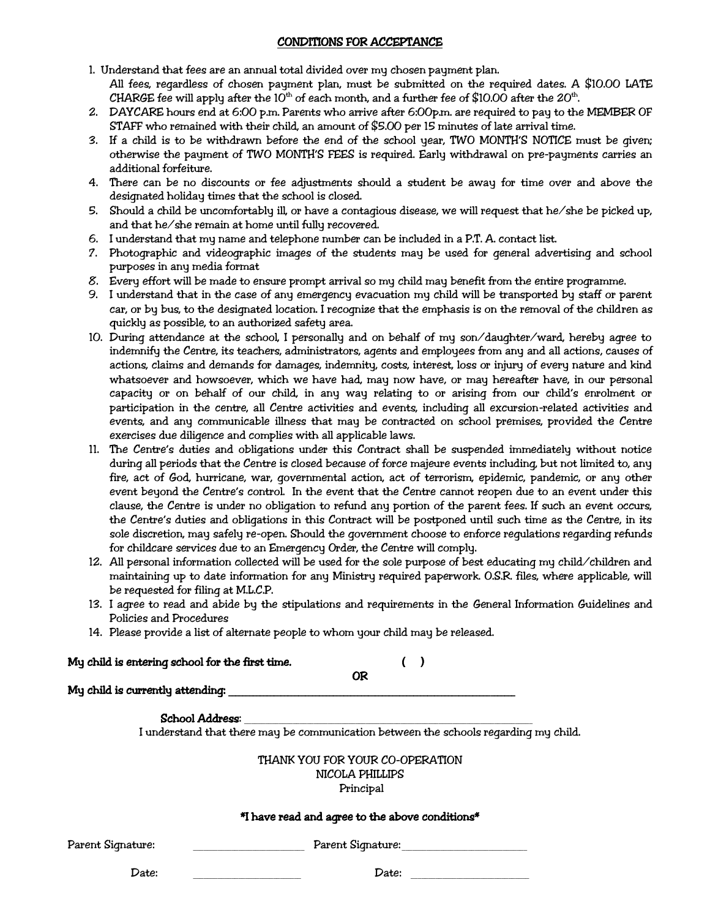## CONDITIONS FOR ACCEPTANCE

1. Understand that fees are an annual total divided over my chosen payment plan.
   All fees, regardless of chosen payment plan, must be submitted on the required dates. A $10.00 LATE CHARGE fee will apply after the 10th of each month, and a further fee of $10.00 after the 20th.
2. DAYCARE hours end at 6:00 p.m. Parents who arrive after 6:00p.m. are required to pay to the MEMBER OF STAFF who remained with their child, an amount of $5.00 per 15 minutes of late arrival time.
3. If a child is to be withdrawn before the end of the school year, TWO MONTH'S NOTICE must be given; otherwise the payment of TWO MONTH'S FEES is required. Early withdrawal on pre-payments carries an additional forfeiture.
4. There can be no discounts or fee adjustments should a student be away for time over and above the designated holiday times that the school is closed.
5. Should a child be uncomfortably ill, or have a contagious disease, we will request that he/she be picked up, and that he/she remain at home until fully recovered.
6. I understand that my name and telephone number can be included in a P.T. A. contact list.
7. Photographic and videographic images of the students may be used for general advertising and school purposes in any media format
8. Every effort will be made to ensure prompt arrival so my child may benefit from the entire programme.
9. I understand that in the case of any emergency evacuation my child will be transported by staff or parent car, or by bus, to the designated location. I recognize that the emphasis is on the removal of the children as quickly as possible, to an authorized safety area.
10. During attendance at the school, I personally and on behalf of my son/daughter/ward, hereby agree to indemnify the Centre, its teachers, administrators, agents and employees from any and all actions, causes of actions, claims and demands for damages, indemnity, costs, interest, loss or injury of every nature and kind whatsoever and howsoever, which we have had, may now have, or may hereafter have, in our personal capacity or on behalf of our child, in any way relating to or arising from our child's enrolment or participation in the centre, all Centre activities and events, including all excursion-related activities and events, and any communicable illness that may be contracted on school premises, provided the Centre exercises due diligence and complies with all applicable laws.
11. The Centre's duties and obligations under this Contract shall be suspended immediately without notice during all periods that the Centre is closed because of force majeure events including, but not limited to, any fire, act of God, hurricane, war, governmental action, act of terrorism, epidemic, pandemic, or any other event beyond the Centre's control. In the event that the Centre cannot reopen due to an event under this clause, the Centre is under no obligation to refund any portion of the parent fees. If such an event occurs, the Centre's duties and obligations in this Contract will be postponed until such time as the Centre, in its sole discretion, may safely re-open. Should the government choose to enforce regulations regarding refunds for childcare services due to an Emergency Order, the Centre will comply.
12. All personal information collected will be used for the sole purpose of best educating my child/children and maintaining up to date information for any Ministry required paperwork. O.S.R. files, where applicable, will be requested for filing at M.L.C.P.
13. I agree to read and abide by the stipulations and requirements in the General Information Guidelines and Policies and Procedures
14. Please provide a list of alternate people to whom your child may be released.

**My child is entering school for the first time.** ( )

**OR**

**My child is currently attending:** ______________________________

**School Address:** ______________________________

I understand that there may be communication between the schools regarding my child.

THANK YOU FOR YOUR CO-OPERATION
NICOLA PHILLIPS
Principal

**\*I have read and agree to the above conditions\***

Parent Signature: ____________ Parent Signature: ____________

Date: ____________ Date: ____________